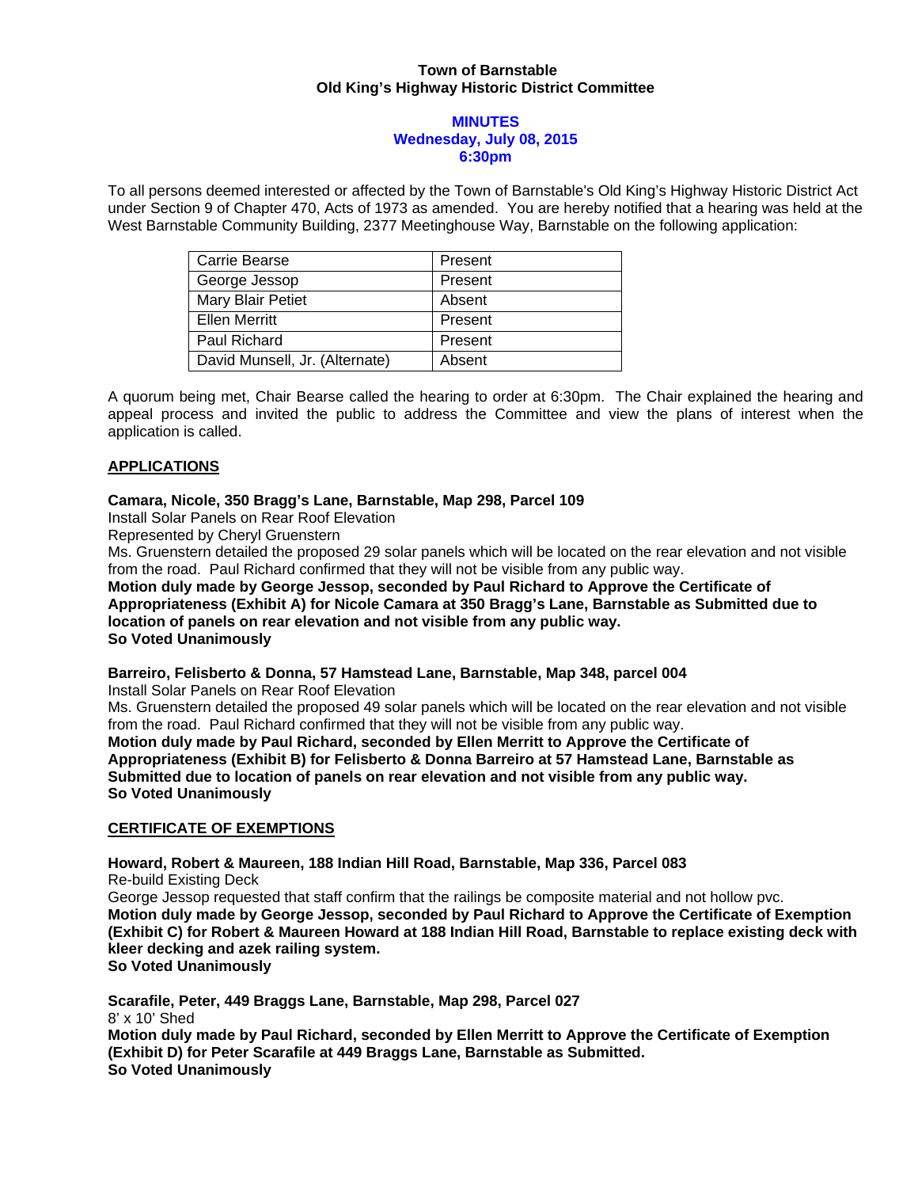**Town of Barnstable**
**Old King's Highway Historic District Committee**

**MINUTES**
**Wednesday, July 08, 2015**
**6:30pm**

To all persons deemed interested or affected by the Town of Barnstable's Old King's Highway Historic District Act under Section 9 of Chapter 470, Acts of 1973 as amended. You are hereby notified that a hearing was held at the West Barnstable Community Building, 2377 Meetinghouse Way, Barnstable on the following application:

| | |
|---|---|
| Carrie Bearse | Present |
| George Jessop | Present |
| Mary Blair Petiet | Absent |
| Ellen Merritt | Present |
| Paul Richard | Present |
| David Munsell, Jr. (Alternate) | Absent |

A quorum being met, Chair Bearse called the hearing to order at 6:30pm. The Chair explained the hearing and appeal process and invited the public to address the Committee and view the plans of interest when the application is called.

## APPLICATIONS

**Camara, Nicole, 350 Bragg's Lane, Barnstable, Map 298, Parcel 109**
Install Solar Panels on Rear Roof Elevation
Represented by Cheryl Gruenstern
Ms. Gruenstern detailed the proposed 29 solar panels which will be located on the rear elevation and not visible from the road. Paul Richard confirmed that they will not be visible from any public way.
**Motion duly made by George Jessop, seconded by Paul Richard to Approve the Certificate of Appropriateness (Exhibit A) for Nicole Camara at 350 Bragg's Lane, Barnstable as Submitted due to location of panels on rear elevation and not visible from any public way.**
**So Voted Unanimously**

**Barreiro, Felisberto & Donna, 57 Hamstead Lane, Barnstable, Map 348, parcel 004**
Install Solar Panels on Rear Roof Elevation
Ms. Gruenstern detailed the proposed 49 solar panels which will be located on the rear elevation and not visible from the road. Paul Richard confirmed that they will not be visible from any public way.
**Motion duly made by Paul Richard, seconded by Ellen Merritt to Approve the Certificate of Appropriateness (Exhibit B) for Felisberto & Donna Barreiro at 57 Hamstead Lane, Barnstable as Submitted due to location of panels on rear elevation and not visible from any public way.**
**So Voted Unanimously**

## CERTIFICATE OF EXEMPTIONS

**Howard, Robert & Maureen, 188 Indian Hill Road, Barnstable, Map 336, Parcel 083**
Re-build Existing Deck
George Jessop requested that staff confirm that the railings be composite material and not hollow pvc.
**Motion duly made by George Jessop, seconded by Paul Richard to Approve the Certificate of Exemption (Exhibit C) for Robert & Maureen Howard at 188 Indian Hill Road, Barnstable to replace existing deck with kleer decking and azek railing system.**
**So Voted Unanimously**

**Scarafile, Peter, 449 Braggs Lane, Barnstable, Map 298, Parcel 027**
8' x 10' Shed
**Motion duly made by Paul Richard, seconded by Ellen Merritt to Approve the Certificate of Exemption (Exhibit D) for Peter Scarafile at 449 Braggs Lane, Barnstable as Submitted.**
**So Voted Unanimously**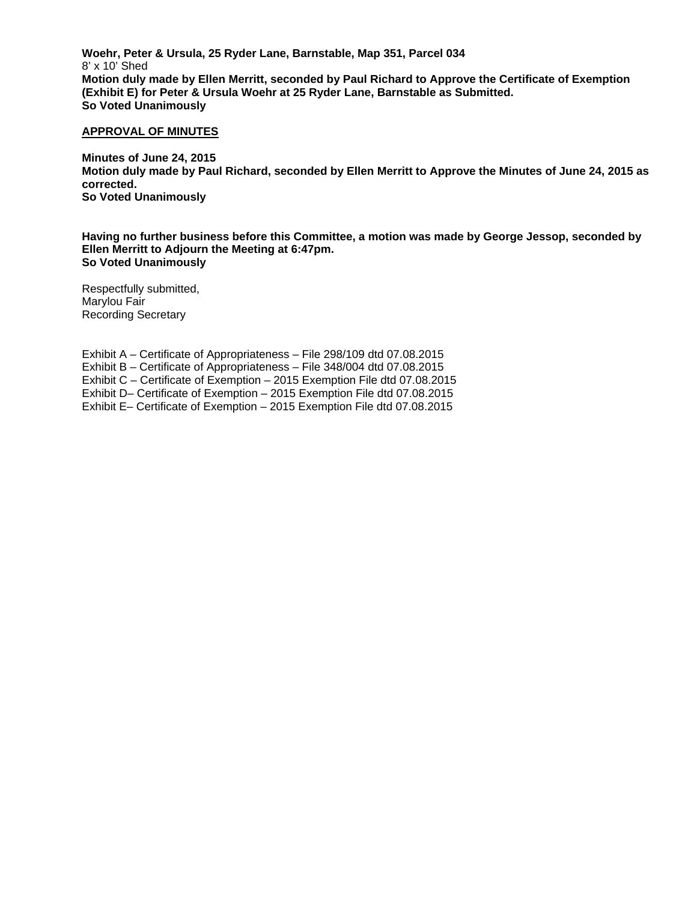**Woehr, Peter & Ursula, 25 Ryder Lane, Barnstable, Map 351, Parcel 034**
8' x 10' Shed
**Motion duly made by Ellen Merritt, seconded by Paul Richard to Approve the Certificate of Exemption (Exhibit E) for Peter & Ursula Woehr at 25 Ryder Lane, Barnstable as Submitted.**
**So Voted Unanimously**

**<u>APPROVAL OF MINUTES</u>**

**Minutes of June 24, 2015**
**Motion duly made by Paul Richard, seconded by Ellen Merritt to Approve the Minutes of June 24, 2015 as corrected.**
**So Voted Unanimously**

**Having no further business before this Committee, a motion was made by George Jessop, seconded by Ellen Merritt to Adjourn the Meeting at 6:47pm.**
**So Voted Unanimously**

Respectfully submitted,
Marylou Fair
Recording Secretary

Exhibit A – Certificate of Appropriateness – File 298/109 dtd 07.08.2015
Exhibit B – Certificate of Appropriateness – File 348/004 dtd 07.08.2015
Exhibit C – Certificate of Exemption – 2015 Exemption File dtd 07.08.2015
Exhibit D– Certificate of Exemption – 2015 Exemption File dtd 07.08.2015
Exhibit E– Certificate of Exemption – 2015 Exemption File dtd 07.08.2015